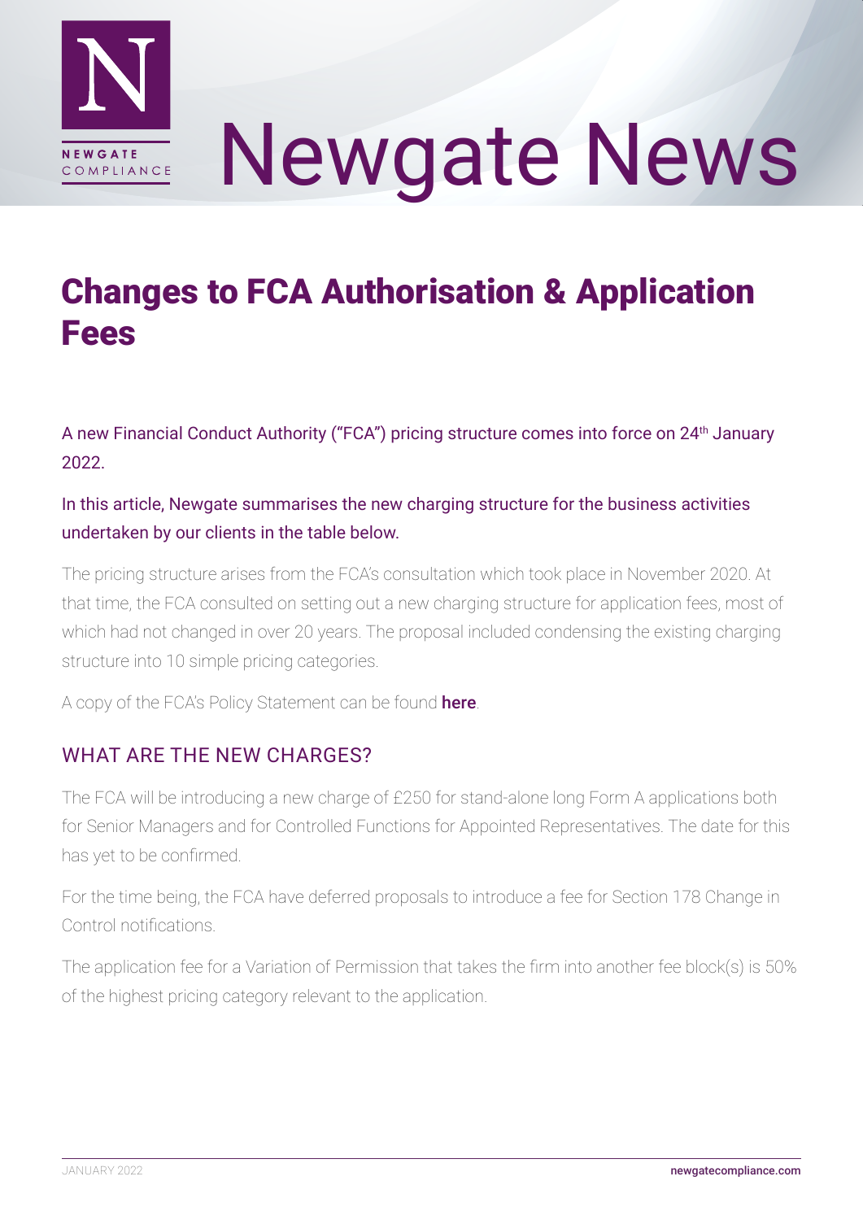# Newgate News

## Changes to FCA Authorisation & Application Fees

A new Financial Conduct Authority ("FCA") pricing structure comes into force on 24th January 2022.

In this article, Newgate summarises the new charging structure for the business activities undertaken by our clients in the table below.

The pricing structure arises from the FCA's consultation which took place in November 2020. At that time, the FCA consulted on setting out a new charging structure for application fees, most of which had not changed in over 20 years. The proposal included condensing the existing charging structure into 10 simple pricing categories.

A copy of the FCA's Policy Statement can be found **here**.

### WHAT ARE THE NEW CHARGES?

The FCA will be introducing a new charge of £250 for stand-alone long Form A applications both for Senior Managers and for Controlled Functions for Appointed Representatives. The date for this has yet to be confirmed.

For the time being, the FCA have deferred proposals to introduce a fee for Section 178 Change in Control notifications.

The application fee for a Variation of Permission that takes the firm into another fee block(s) is 50% of the highest pricing category relevant to the application.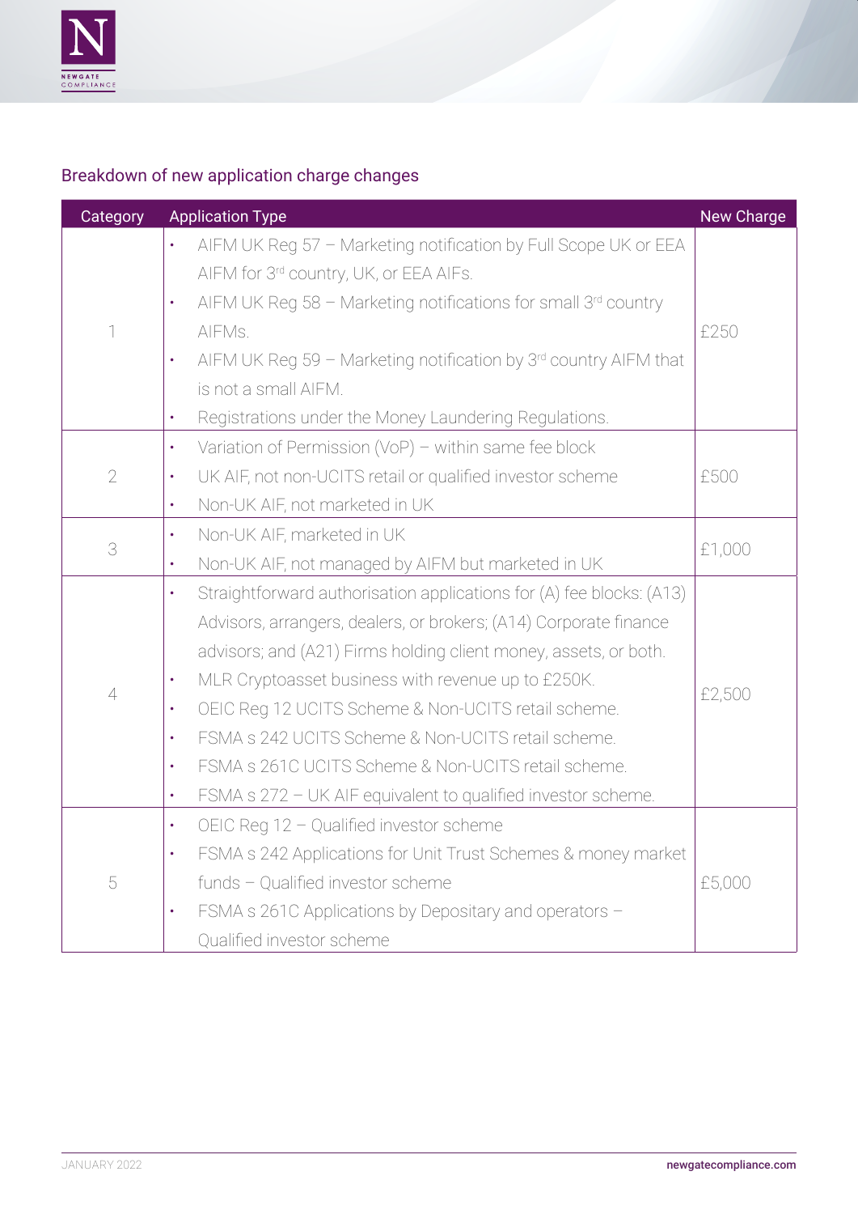## Breakdown of new application charge changes

| Category | Application Type | New Charge |
|---|---|---|
| 1 | • AIFM UK Reg 57 – Marketing notification by Full Scope UK or EEA AIFM for 3rd country, UK, or EEA AIFs.<br>• AIFM UK Reg 58 – Marketing notifications for small 3rd country AIFMs.<br>• AIFM UK Reg 59 – Marketing notification by 3rd country AIFM that is not a small AIFM.<br>• Registrations under the Money Laundering Regulations. | £250 |
| 2 | • Variation of Permission (VoP) – within same fee block<br>• UK AIF, not non-UCITS retail or qualified investor scheme<br>• Non-UK AIF, not marketed in UK | £500 |
| 3 | • Non-UK AIF, marketed in UK<br>• Non-UK AIF, not managed by AIFM but marketed in UK | £1,000 |
| 4 | • Straightforward authorisation applications for (A) fee blocks: (A13) Advisors, arrangers, dealers, or brokers; (A14) Corporate finance advisors; and (A21) Firms holding client money, assets, or both.<br>• MLR Cryptoasset business with revenue up to £250K.<br>• OEIC Reg 12 UCITS Scheme & Non-UCITS retail scheme.<br>• FSMA s 242 UCITS Scheme & Non-UCITS retail scheme.<br>• FSMA s 261C UCITS Scheme & Non-UCITS retail scheme.<br>• FSMA s 272 – UK AIF equivalent to qualified investor scheme. | £2,500 |
| 5 | • OEIC Reg 12 – Qualified investor scheme<br>• FSMA s 242 Applications for Unit Trust Schemes & money market funds – Qualified investor scheme<br>• FSMA s 261C Applications by Depositary and operators – Qualified investor scheme | £5,000 |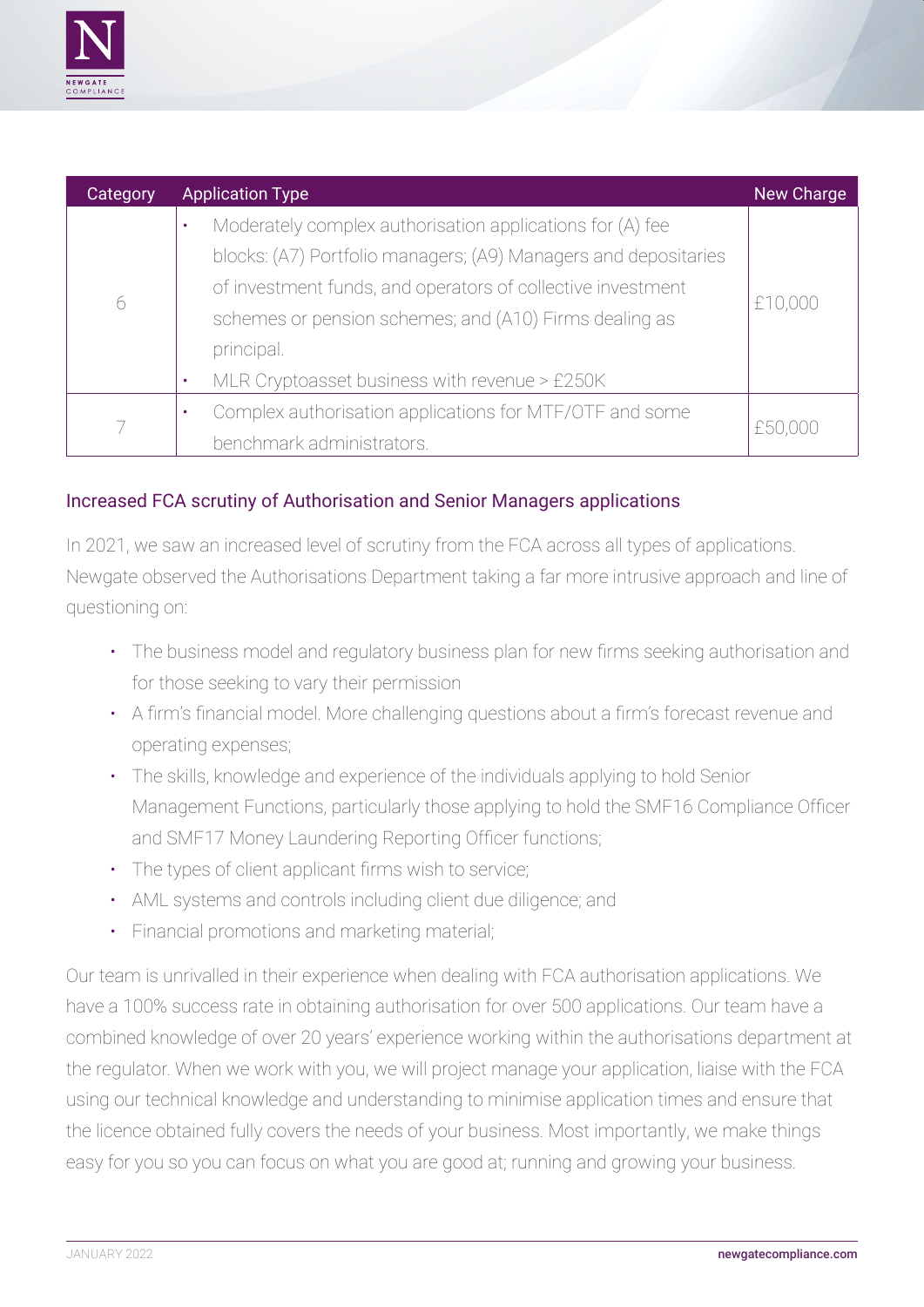| Category | Application Type | New Charge |
|---|---|---|
| 6 | • Moderately complex authorisation applications for (A) fee blocks: (A7) Portfolio managers; (A9) Managers and depositaries of investment funds, and operators of collective investment schemes or pension schemes; and (A10) Firms dealing as principal.<br>• MLR Cryptoasset business with revenue > £250K | £10,000 |
| 7 | • Complex authorisation applications for MTF/OTF and some benchmark administrators. | £50,000 |

## Increased FCA scrutiny of Authorisation and Senior Managers applications

In 2021, we saw an increased level of scrutiny from the FCA across all types of applications. Newgate observed the Authorisations Department taking a far more intrusive approach and line of questioning on:

- The business model and regulatory business plan for new firms seeking authorisation and for those seeking to vary their permission
- A firm's financial model. More challenging questions about a firm's forecast revenue and operating expenses;
- The skills, knowledge and experience of the individuals applying to hold Senior Management Functions, particularly those applying to hold the SMF16 Compliance Officer and SMF17 Money Laundering Reporting Officer functions;
- The types of client applicant firms wish to service;
- AML systems and controls including client due diligence; and
- Financial promotions and marketing material;

Our team is unrivalled in their experience when dealing with FCA authorisation applications. We have a 100% success rate in obtaining authorisation for over 500 applications. Our team have a combined knowledge of over 20 years' experience working within the authorisations department at the regulator. When we work with you, we will project manage your application, liaise with the FCA using our technical knowledge and understanding to minimise application times and ensure that the licence obtained fully covers the needs of your business. Most importantly, we make things easy for you so you can focus on what you are good at; running and growing your business.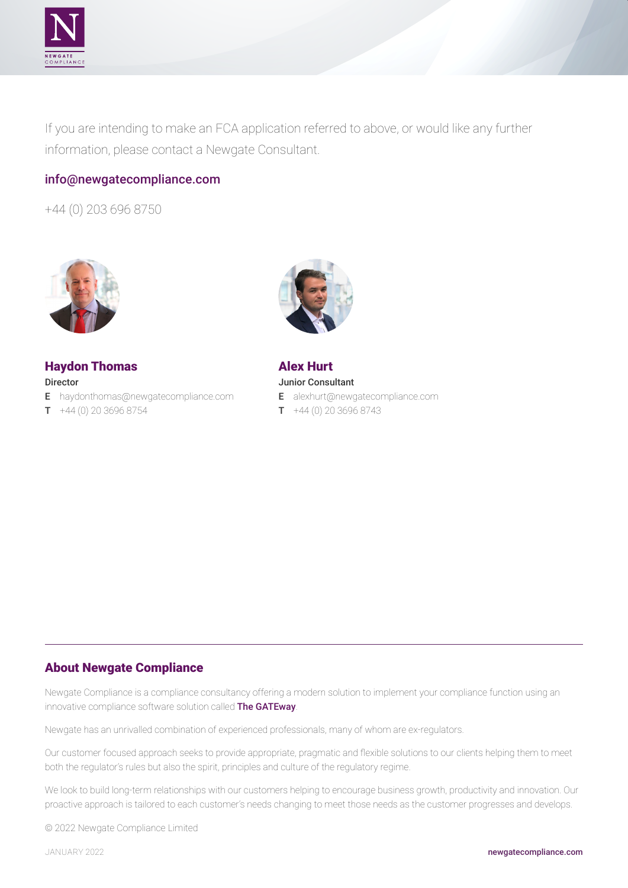If you are intending to make an FCA application referred to above, or would like any further information, please contact a Newgate Consultant.

info@newgatecompliance.com

+44 (0) 203 696 8750

### Haydon Thomas

**Director**

**E** haydonthomas@newgatecompliance.com
**T** +44 (0) 20 3696 8754

### Alex Hurt

**Junior Consultant**

**E** alexhurt@newgatecompliance.com
**T** +44 (0) 20 3696 8743

## About Newgate Compliance

Newgate Compliance is a compliance consultancy offering a modern solution to implement your compliance function using an innovative compliance software solution called **The GATEway**.

Newgate has an unrivalled combination of experienced professionals, many of whom are ex-regulators.

Our customer focused approach seeks to provide appropriate, pragmatic and flexible solutions to our clients helping them to meet both the regulator's rules but also the spirit, principles and culture of the regulatory regime.

We look to build long-term relationships with our customers helping to encourage business growth, productivity and innovation. Our proactive approach is tailored to each customer's needs changing to meet those needs as the customer progresses and develops.

© 2022 Newgate Compliance Limited

JANUARY 2022

newgatecompliance.com